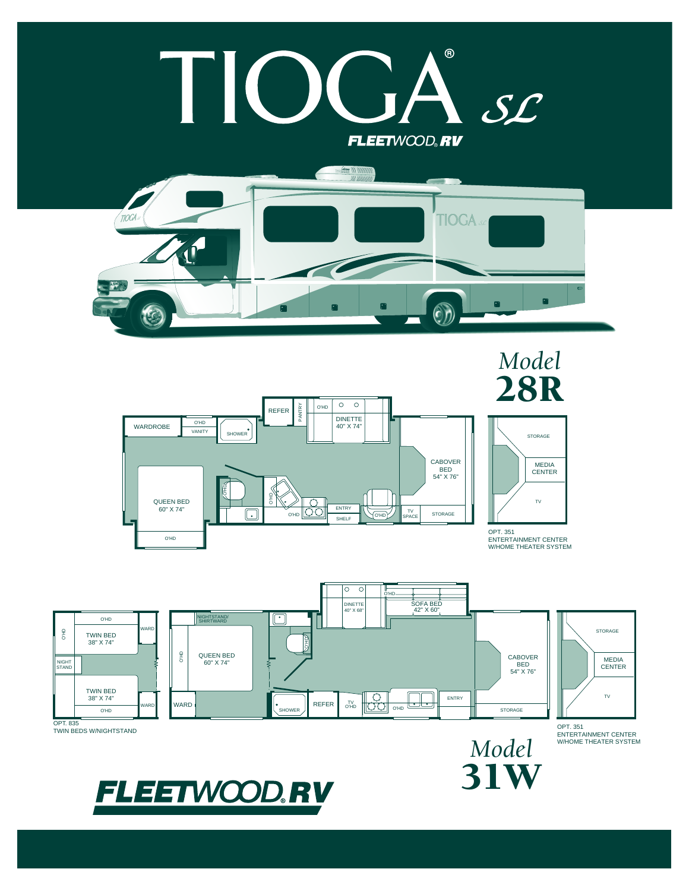# TIOGA® SL

FLEETWOOD® RV

## Model 28R

WARDROBE
O'HD
VANITY
SHOWER
REFER
PANTRY
O'HD
DINETTE 40" X 74"
CABOVER BED 54" X 76"
QUEEN BED 60" X 74"
O'HD
O'HD
O'HD
O'HD
ENTRY
SHELF
O'HD
TV SPACE
STORAGE

STORAGE
MEDIA CENTER
TV

OPT. 351
ENTERTAINMENT CENTER W/HOME THEATER SYSTEM

## Model 31W

O'HD
O'HD
TWIN BED 38" X 74"
WARD
NIGHT STAND
TWIN BED 38" X 74"
WARD
O'HD

OPT. 835
TWIN BEDS W/NIGHTSTAND

NIGHTSTAND/ SHIRTWARD
O'HD
QUEEN BED 60" X 74"
WARD
O'HD
SHOWER
REFER
TV O'HD
O'HD
DINETTE 40" X 68"
O'HD
SOFA BED 42" X 60"
ENTRY
CABOVER BED 54" X 76"
STORAGE

STORAGE
MEDIA CENTER
TV

OPT. 351
ENTERTAINMENT CENTER W/HOME THEATER SYSTEM

FLEETWOOD® RV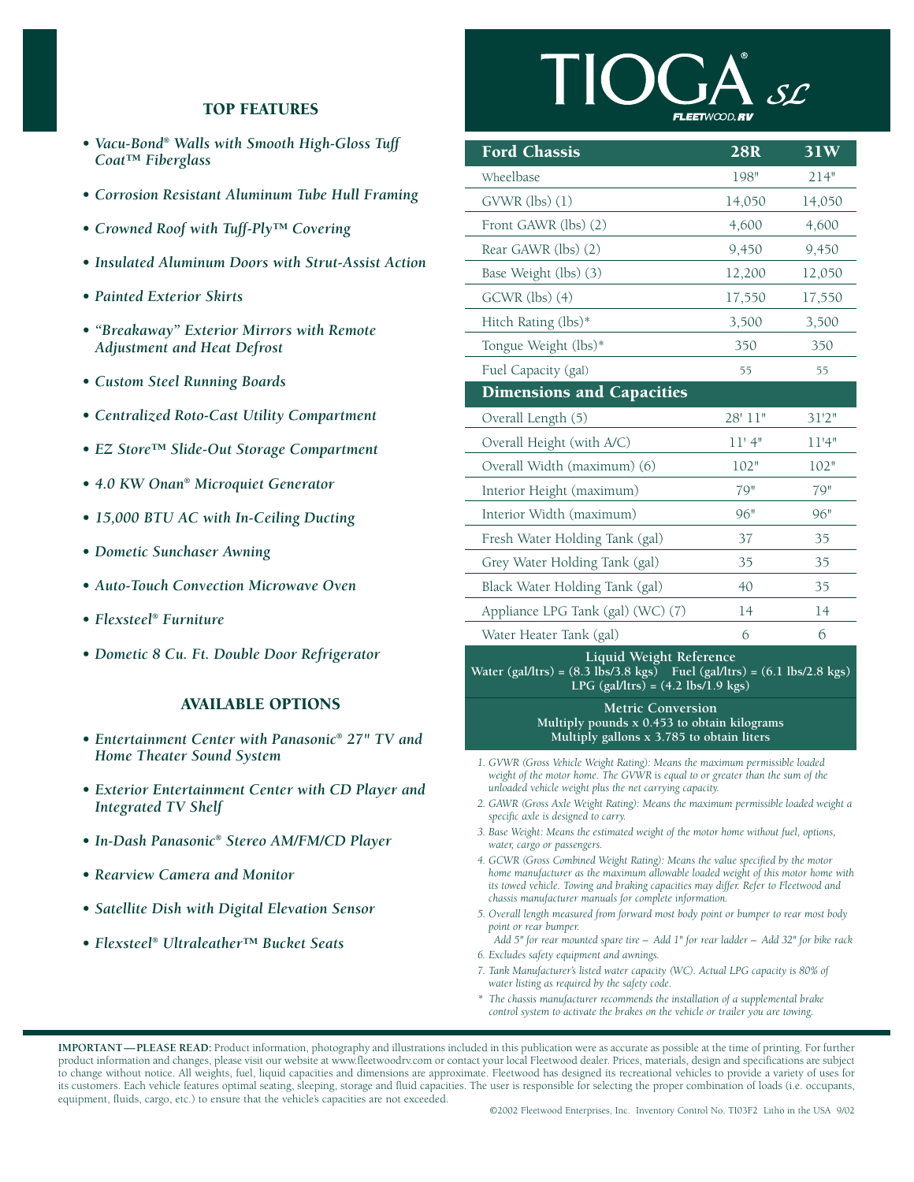# TIOGA® SL

FLEETWOOD RV

## TOP FEATURES

- *Vacu-Bond® Walls with Smooth High-Gloss Tuff Coat™ Fiberglass*
- *Corrosion Resistant Aluminum Tube Hull Framing*
- *Crowned Roof with Tuff-Ply™ Covering*
- *Insulated Aluminum Doors with Strut-Assist Action*
- *Painted Exterior Skirts*
- *"Breakaway" Exterior Mirrors with Remote Adjustment and Heat Defrost*
- *Custom Steel Running Boards*
- *Centralized Roto-Cast Utility Compartment*
- *EZ Store™ Slide-Out Storage Compartment*
- *4.0 KW Onan® Microquiet Generator*
- *15,000 BTU AC with In-Ceiling Ducting*
- *Dometic Sunchaser Awning*
- *Auto-Touch Convection Microwave Oven*
- *Flexsteel® Furniture*
- *Dometic 8 Cu. Ft. Double Door Refrigerator*

## AVAILABLE OPTIONS

- *Entertainment Center with Panasonic® 27" TV and Home Theater Sound System*
- *Exterior Entertainment Center with CD Player and Integrated TV Shelf*
- *In-Dash Panasonic® Stereo AM/FM/CD Player*
- *Rearview Camera and Monitor*
- *Satellite Dish with Digital Elevation Sensor*
- *Flexsteel® Ultraleather™ Bucket Seats*

| Ford Chassis | 28R | 31W |
|---|---|---|
| Wheelbase | 198" | 214" |
| GVWR (lbs) (1) | 14,050 | 14,050 |
| Front GAWR (lbs) (2) | 4,600 | 4,600 |
| Rear GAWR (lbs) (2) | 9,450 | 9,450 |
| Base Weight (lbs) (3) | 12,200 | 12,050 |
| GCWR (lbs) (4) | 17,550 | 17,550 |
| Hitch Rating (lbs)* | 3,500 | 3,500 |
| Tongue Weight (lbs)* | 350 | 350 |
| Fuel Capacity (gal) | 55 | 55 |
| **Dimensions and Capacities** | | |
| Overall Length (5) | 28' 11" | 31'2" |
| Overall Height (with A/C) | 11' 4" | 11'4" |
| Overall Width (maximum) (6) | 102" | 102" |
| Interior Height (maximum) | 79" | 79" |
| Interior Width (maximum) | 96" | 96" |
| Fresh Water Holding Tank (gal) | 37 | 35 |
| Grey Water Holding Tank (gal) | 35 | 35 |
| Black Water Holding Tank (gal) | 40 | 35 |
| Appliance LPG Tank (gal) (WC) (7) | 14 | 14 |
| Water Heater Tank (gal) | 6 | 6 |

**Liquid Weight Reference**
**Water (gal/ltrs) = (8.3 lbs/3.8 kgs) Fuel (gal/ltrs) = (6.1 lbs/2.8 kgs)**
**LPG (gal/ltrs) = (4.2 lbs/1.9 kgs)**

**Metric Conversion**
**Multiply pounds x 0.453 to obtain kilograms**
**Multiply gallons x 3.785 to obtain liters**

1. *GVWR (Gross Vehicle Weight Rating): Means the maximum permissible loaded weight of the motor home. The GVWR is equal to or greater than the sum of the unloaded vehicle weight plus the net carrying capacity.*
2. *GAWR (Gross Axle Weight Rating): Means the maximum permissible loaded weight a specific axle is designed to carry.*
3. *Base Weight: Means the estimated weight of the motor home without fuel, options, water, cargo or passengers.*
4. *GCWR (Gross Combined Weight Rating): Means the value specified by the motor home manufacturer as the maximum allowable loaded weight of this motor home with its towed vehicle. Towing and braking capacities may differ. Refer to Fleetwood and chassis manufacturer manuals for complete information.*
5. *Overall length measured from forward most body point or bumper to rear most body point or rear bumper.*
   *Add 5" for rear mounted spare tire – Add 1" for rear ladder – Add 32" for bike rack*
6. *Excludes safety equipment and awnings.*
7. *Tank Manufacturer's listed water capacity (WC). Actual LPG capacity is 80% of water listing as required by the safety code.*

\* *The chassis manufacturer recommends the installation of a supplemental brake control system to activate the brakes on the vehicle or trailer you are towing.*

**IMPORTANT—PLEASE READ:** Product information, photography and illustrations included in this publication were as accurate as possible at the time of printing. For further product information and changes, please visit our website at www.fleetwoodrv.com or contact your local Fleetwood dealer. Prices, materials, design and specifications are subject to change without notice. All weights, fuel, liquid capacities and dimensions are approximate. Fleetwood has designed its recreational vehicles to provide a variety of uses for its customers. Each vehicle features optimal seating, sleeping, storage and fluid capacities. The user is responsible for selecting the proper combination of loads (i.e. occupants, equipment, fluids, cargo, etc.) to ensure that the vehicle's capacities are not exceeded.

©2002 Fleetwood Enterprises, Inc. Inventory Control No. TI03F2 Litho in the USA 9/02